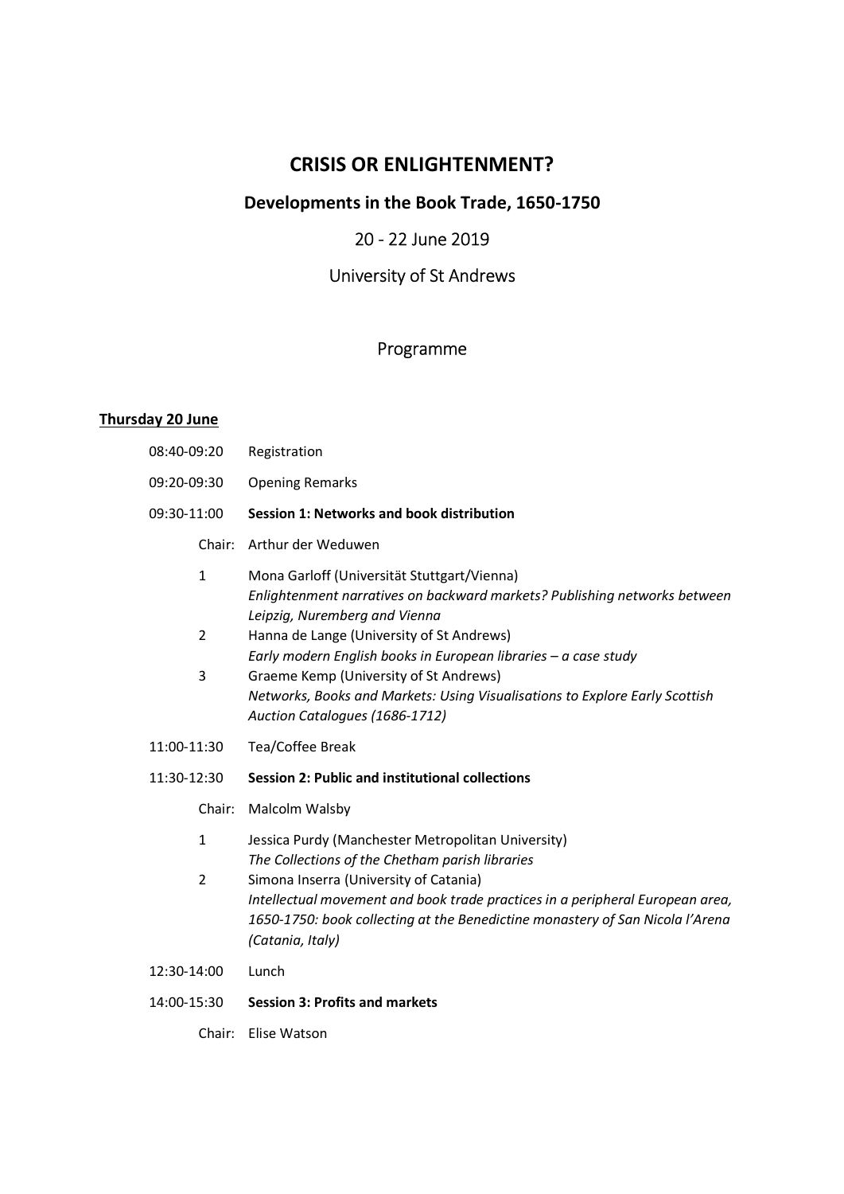# CRISIS OR ENLIGHTENMENT?

## Developments in the Book Trade, 1650-1750

20 - 22 June 2019

University of St Andrews

Programme

**Thursday 20 June**

08:40-09:20 Registration

09:20-09:30 Opening Remarks

09:30-11:00 **Session 1: Networks and book distribution**

Chair: Arthur der Weduwen

1. Mona Garloff (Universität Stuttgart/Vienna)
   *Enlightenment narratives on backward markets? Publishing networks between Leipzig, Nuremberg and Vienna*
2. Hanna de Lange (University of St Andrews)
   *Early modern English books in European libraries – a case study*
3. Graeme Kemp (University of St Andrews)
   *Networks, Books and Markets: Using Visualisations to Explore Early Scottish Auction Catalogues (1686-1712)*

11:00-11:30 Tea/Coffee Break

11:30-12:30 **Session 2: Public and institutional collections**

Chair: Malcolm Walsby

1. Jessica Purdy (Manchester Metropolitan University)
   *The Collections of the Chetham parish libraries*
2. Simona Inserra (University of Catania)
   *Intellectual movement and book trade practices in a peripheral European area, 1650-1750: book collecting at the Benedictine monastery of San Nicola l'Arena (Catania, Italy)*

12:30-14:00 Lunch

14:00-15:30 **Session 3: Profits and markets**

Chair: Elise Watson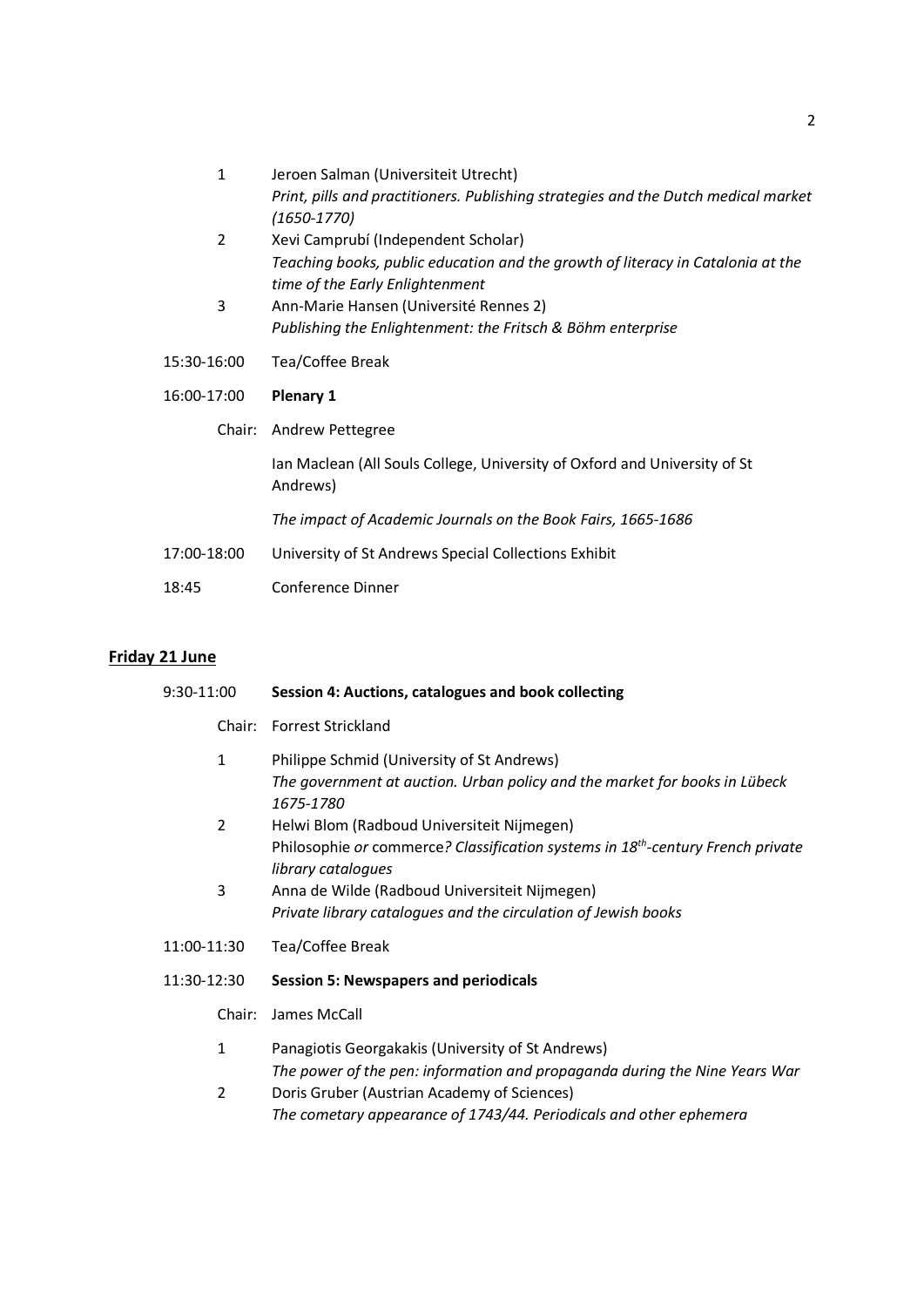1. Jeroen Salman (Universiteit Utrecht)
   *Print, pills and practitioners. Publishing strategies and the Dutch medical market (1650-1770)*
2. Xevi Camprubí (Independent Scholar)
   *Teaching books, public education and the growth of literacy in Catalonia at the time of the Early Enlightenment*
3. Ann-Marie Hansen (Université Rennes 2)
   *Publishing the Enlightenment: the Fritsch & Böhm enterprise*

15:30-16:00 Tea/Coffee Break

16:00-17:00 **Plenary 1**

Chair: Andrew Pettegree

Ian Maclean (All Souls College, University of Oxford and University of St Andrews)

*The impact of Academic Journals on the Book Fairs, 1665-1686*

17:00-18:00 University of St Andrews Special Collections Exhibit

18:45 Conference Dinner

## Friday 21 June

9:30-11:00 **Session 4: Auctions, catalogues and book collecting**

Chair: Forrest Strickland

1. Philippe Schmid (University of St Andrews)
   *The government at auction. Urban policy and the market for books in Lübeck 1675-1780*
2. Helwi Blom (Radboud Universiteit Nijmegen)
   Philosophie *or* commerce*? Classification systems in 18th-century French private library catalogues*
3. Anna de Wilde (Radboud Universiteit Nijmegen)
   *Private library catalogues and the circulation of Jewish books*

11:00-11:30 Tea/Coffee Break

11:30-12:30 **Session 5: Newspapers and periodicals**

Chair: James McCall

1. Panagiotis Georgakakis (University of St Andrews)
   *The power of the pen: information and propaganda during the Nine Years War*
2. Doris Gruber (Austrian Academy of Sciences)
   *The cometary appearance of 1743/44. Periodicals and other ephemera*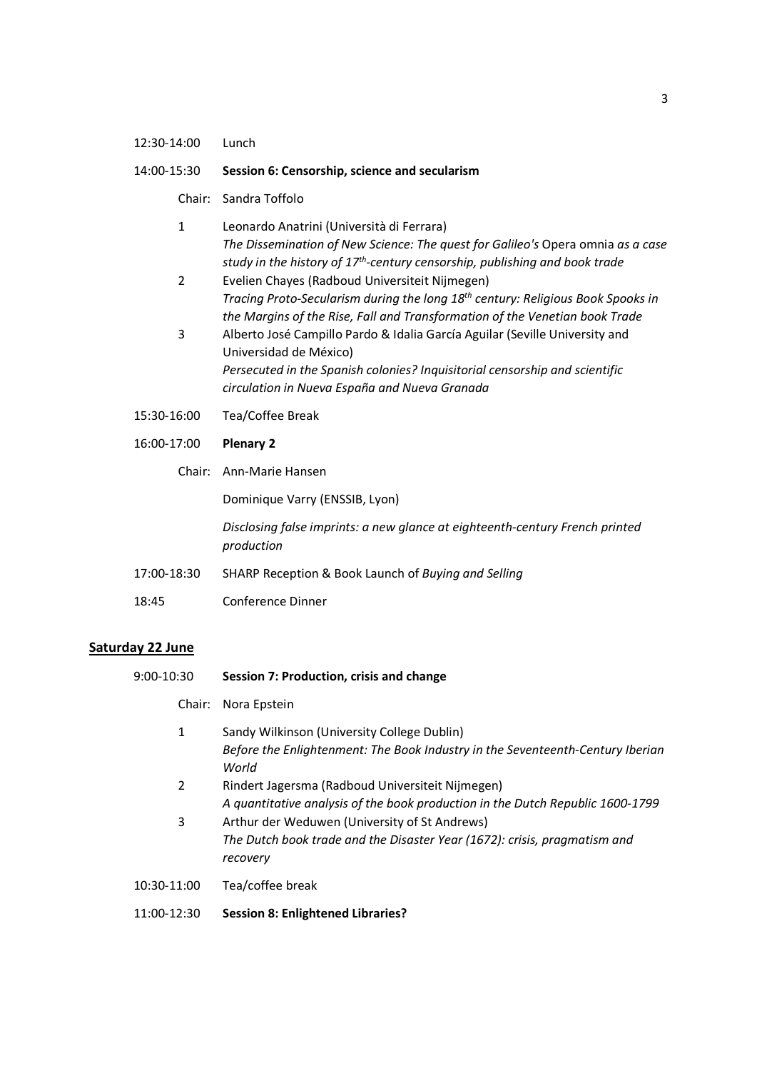12:30-14:00 Lunch

14:00-15:30 **Session 6: Censorship, science and secularism**

Chair: Sandra Toffolo

1. Leonardo Anatrini (Università di Ferrara)
   *The Dissemination of New Science: The quest for Galileo's* Opera omnia *as a case study in the history of 17th-century censorship, publishing and book trade*
2. Evelien Chayes (Radboud Universiteit Nijmegen)
   *Tracing Proto-Secularism during the long 18th century: Religious Book Spooks in the Margins of the Rise, Fall and Transformation of the Venetian book Trade*
3. Alberto José Campillo Pardo & Idalia García Aguilar (Seville University and Universidad de México)
   *Persecuted in the Spanish colonies? Inquisitorial censorship and scientific circulation in Nueva España and Nueva Granada*

15:30-16:00 Tea/Coffee Break

16:00-17:00 **Plenary 2**

Chair: Ann-Marie Hansen

Dominique Varry (ENSSIB, Lyon)

*Disclosing false imprints: a new glance at eighteenth-century French printed production*

17:00-18:30 SHARP Reception & Book Launch of *Buying and Selling*

18:45 Conference Dinner

## Saturday 22 June

9:00-10:30 **Session 7: Production, crisis and change**

Chair: Nora Epstein

1. Sandy Wilkinson (University College Dublin)
   *Before the Enlightenment: The Book Industry in the Seventeenth-Century Iberian World*
2. Rindert Jagersma (Radboud Universiteit Nijmegen)
   *A quantitative analysis of the book production in the Dutch Republic 1600-1799*
3. Arthur der Weduwen (University of St Andrews)
   *The Dutch book trade and the Disaster Year (1672): crisis, pragmatism and recovery*

10:30-11:00 Tea/coffee break

11:00-12:30 **Session 8: Enlightened Libraries?**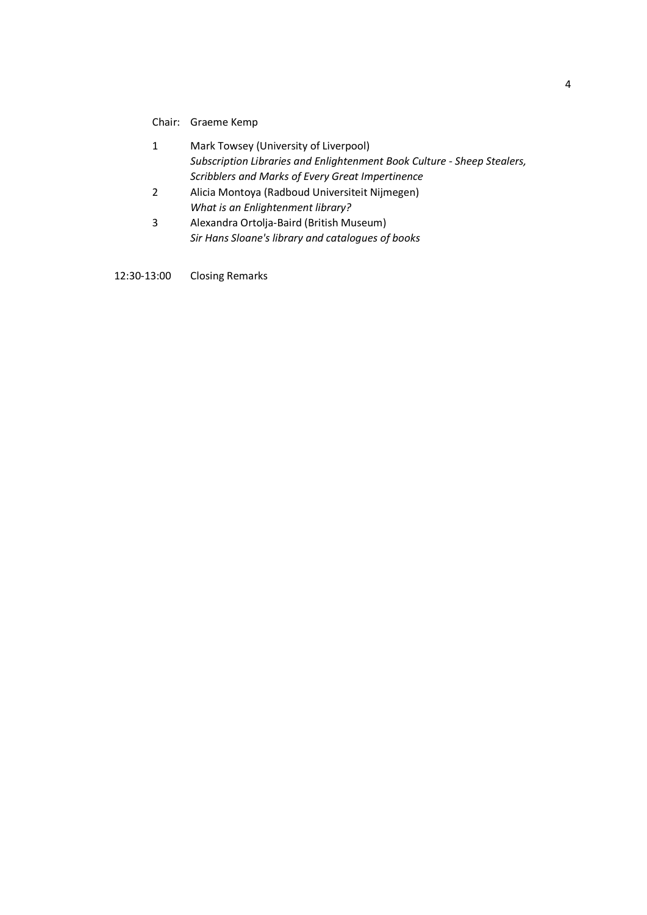Chair: Graeme Kemp

1. Mark Towsey (University of Liverpool)
   *Subscription Libraries and Enlightenment Book Culture - Sheep Stealers, Scribblers and Marks of Every Great Impertinence*
2. Alicia Montoya (Radboud Universiteit Nijmegen)
   *What is an Enlightenment library?*
3. Alexandra Ortolja-Baird (British Museum)
   *Sir Hans Sloane's library and catalogues of books*

12:30-13:00 Closing Remarks